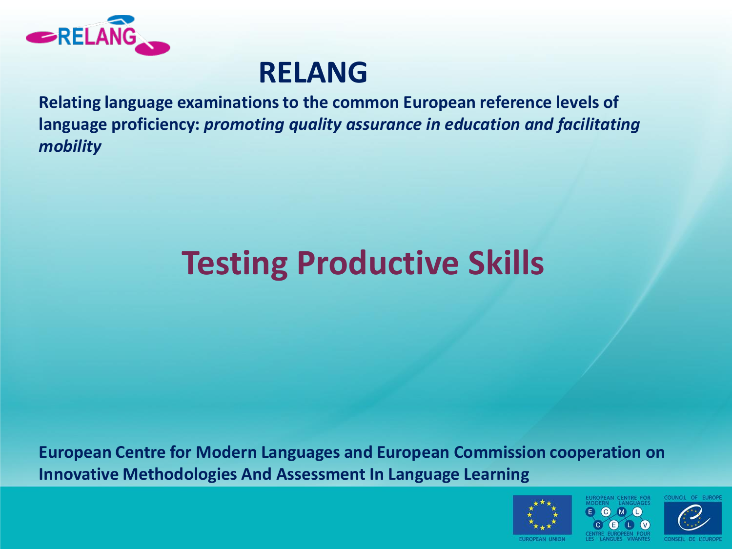# RELANG

**Relating language examinations to the common European reference levels of language proficiency:** ***promoting quality assurance in education and facilitating mobility***

## Testing Productive Skills

**European Centre for Modern Languages and European Commission cooperation on Innovative Methodologies And Assessment In Language Learning**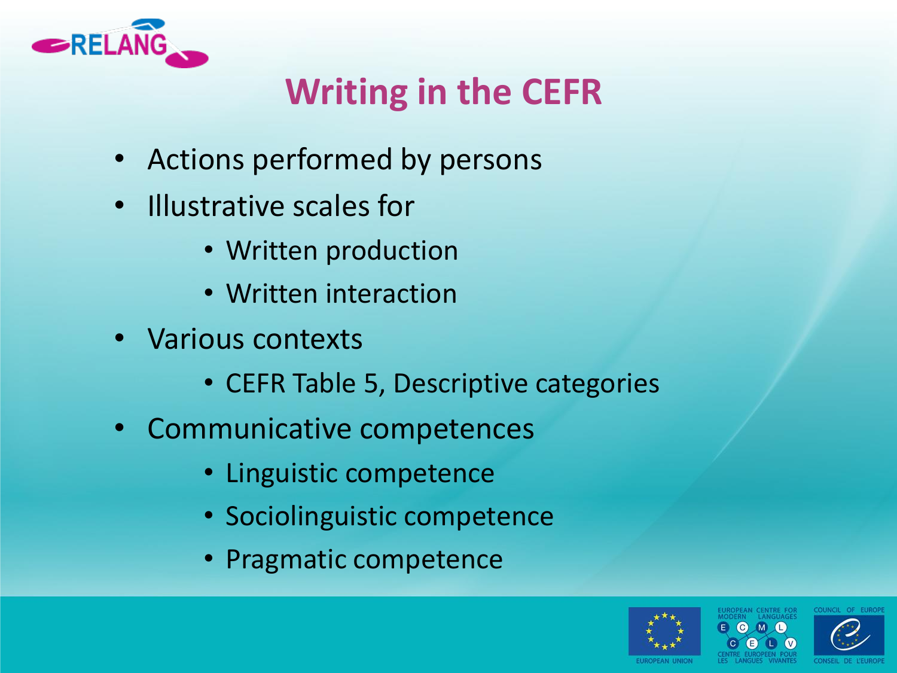# Writing in the CEFR

- Actions performed by persons
- Illustrative scales for
  - Written production
  - Written interaction
- Various contexts
  - CEFR Table 5, Descriptive categories
- Communicative competences
  - Linguistic competence
  - Sociolinguistic competence
  - Pragmatic competence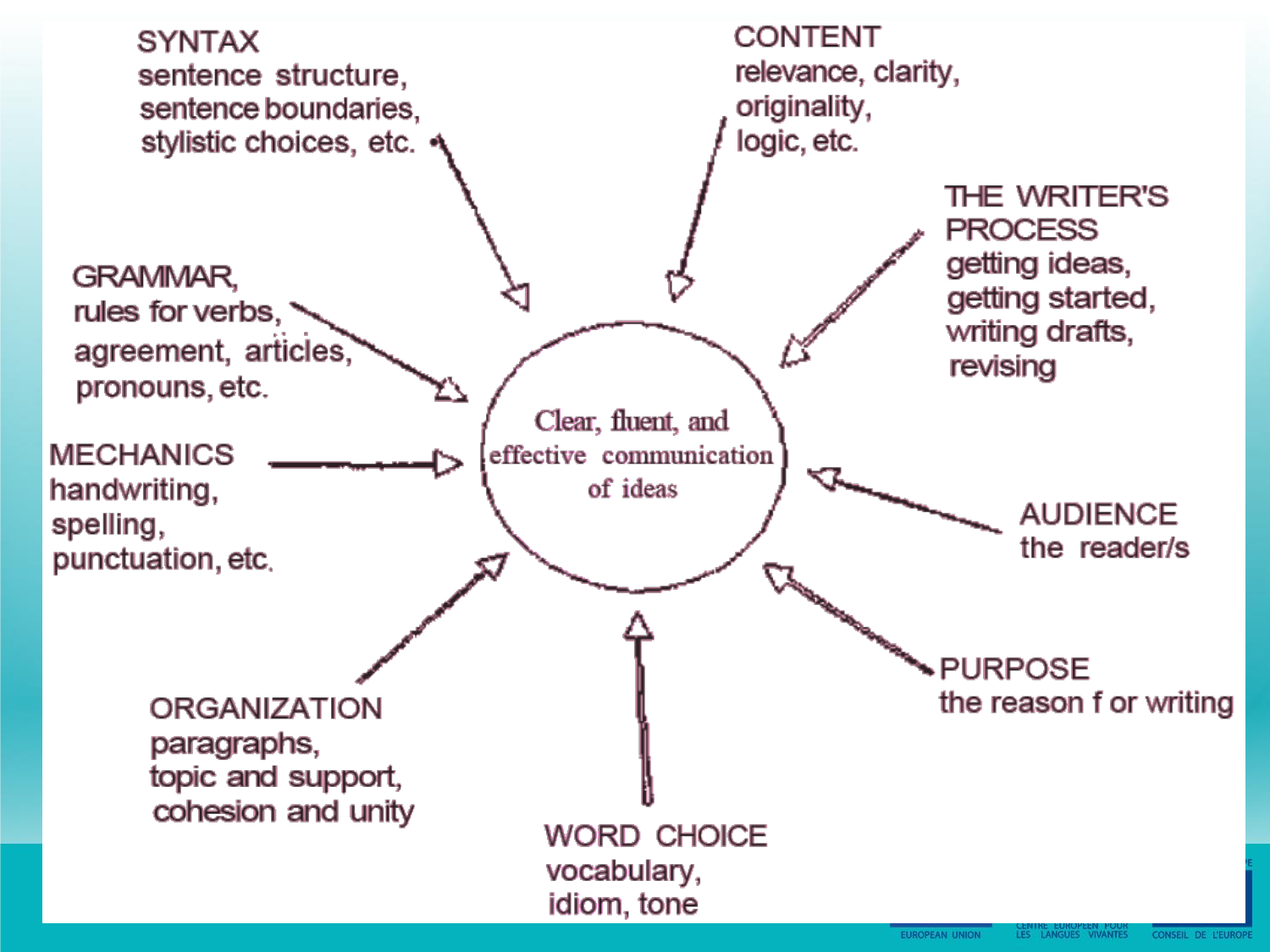**Clear, fluent, and effective communication of ideas**

**SYNTAX**
sentence structure,
sentence boundaries,
stylistic choices, etc.

**CONTENT**
relevance, clarity,
originality,
logic, etc.

**THE WRITER'S PROCESS**
getting ideas,
getting started,
writing drafts,
revising

**GRAMMAR,**
rules for verbs,
agreement, articles,
pronouns, etc.

**MECHANICS**
handwriting,
spelling,
punctuation, etc.

**AUDIENCE**
the reader/s

**PURPOSE**
the reason f or writing

**ORGANIZATION**
paragraphs,
topic and support,
cohesion and unity

**WORD CHOICE**
vocabulary,
idiom, tone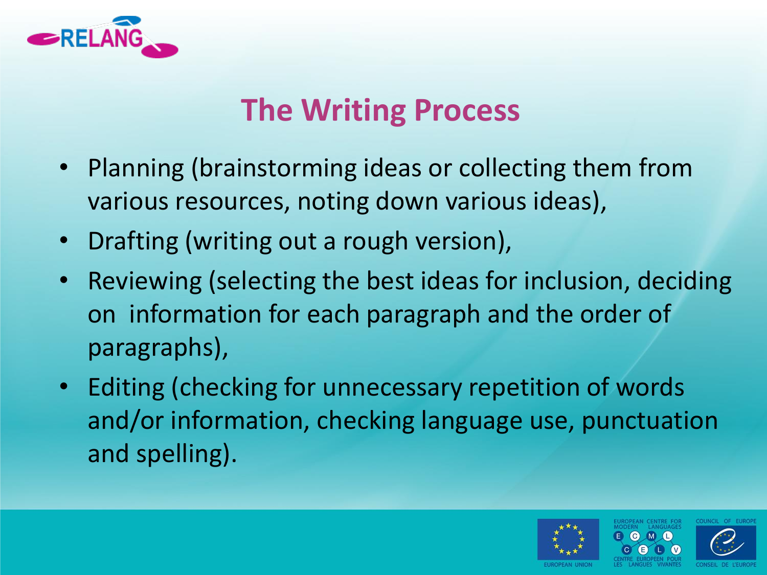# The Writing Process

- Planning (brainstorming ideas or collecting them from various resources, noting down various ideas),
- Drafting (writing out a rough version),
- Reviewing (selecting the best ideas for inclusion, deciding on information for each paragraph and the order of paragraphs),
- Editing (checking for unnecessary repetition of words and/or information, checking language use, punctuation and spelling).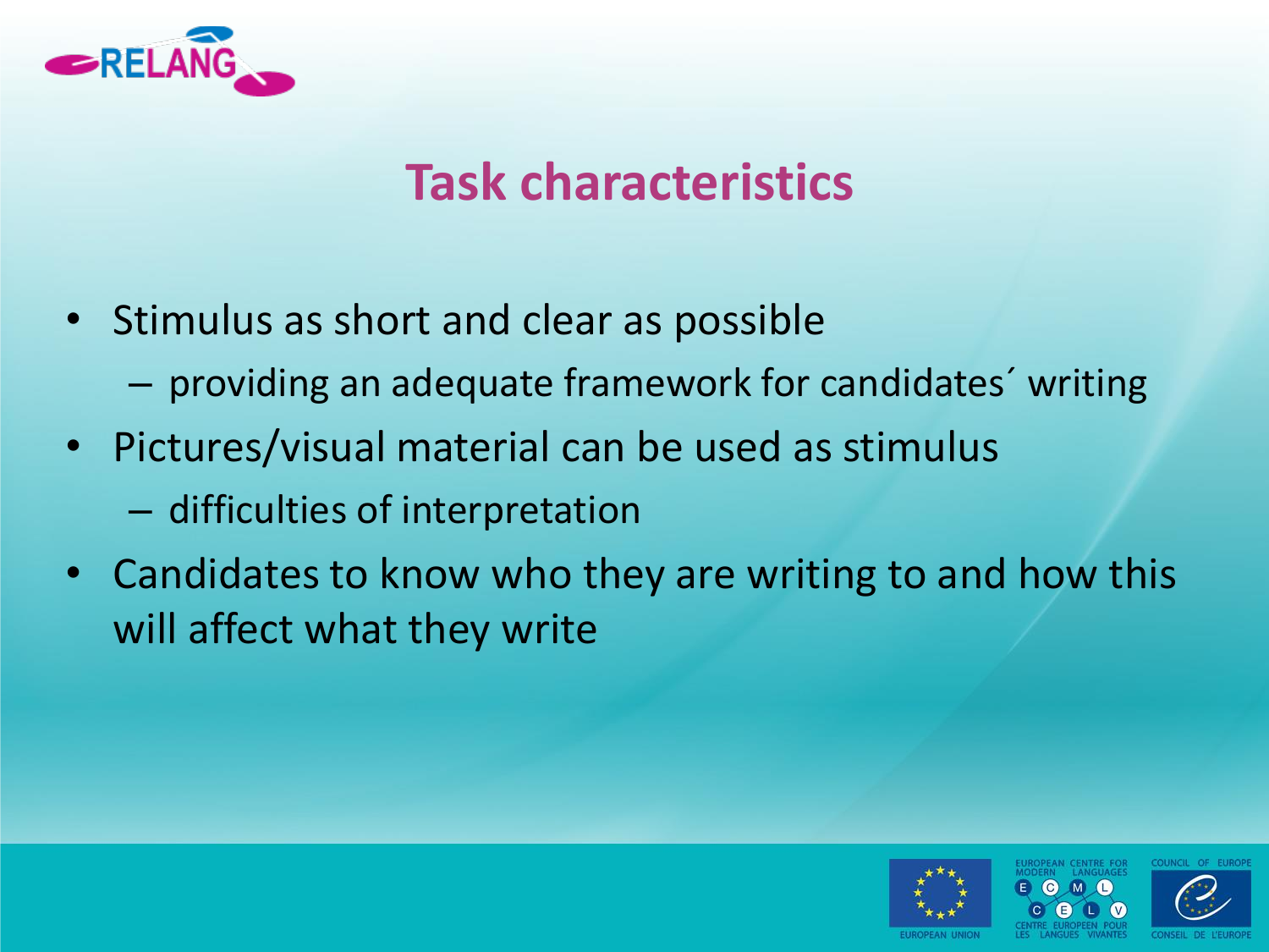# Task characteristics

- Stimulus as short and clear as possible
  - providing an adequate framework for candidates´ writing
- Pictures/visual material can be used as stimulus
  - difficulties of interpretation
- Candidates to know who they are writing to and how this will affect what they write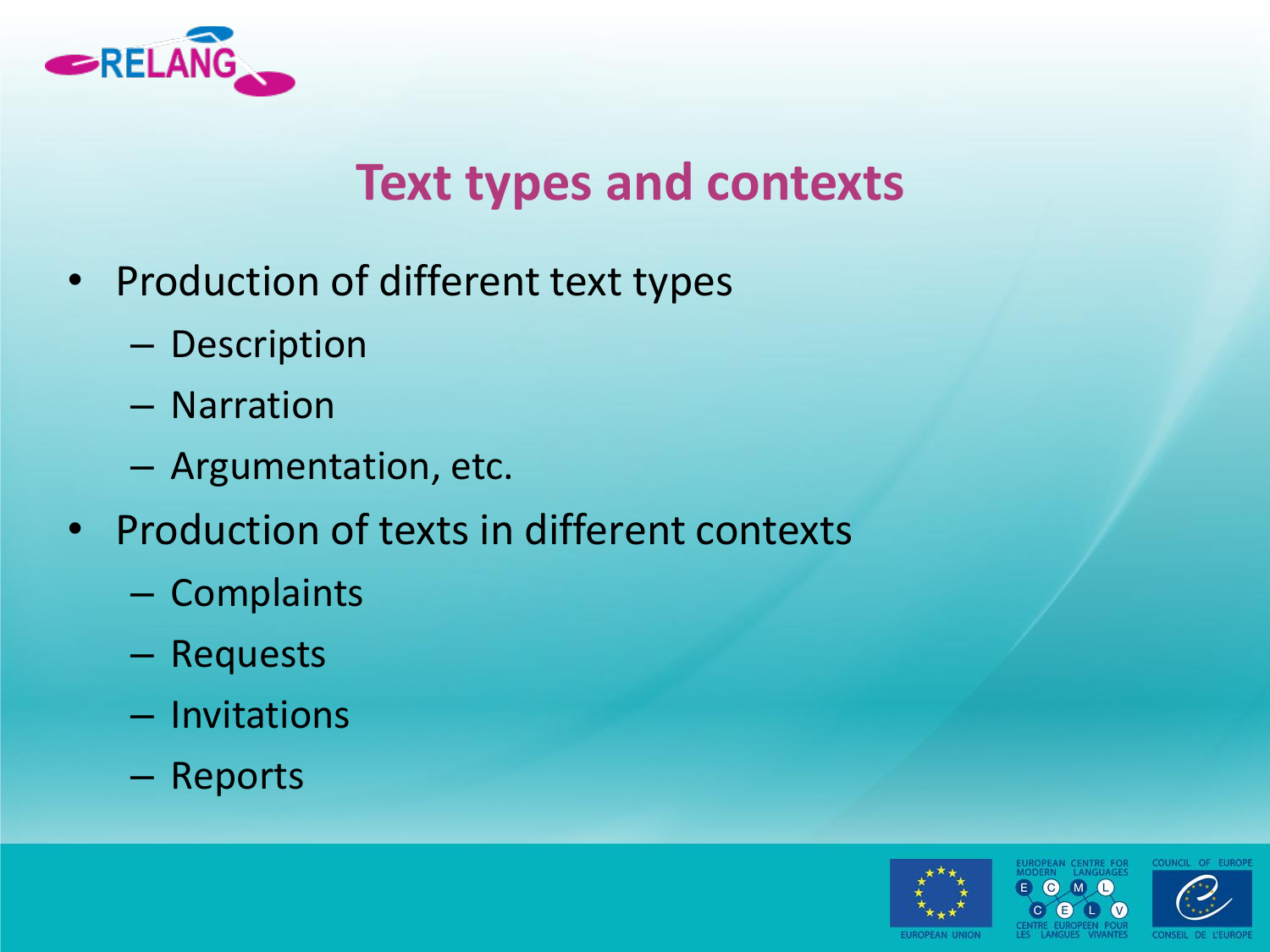# Text types and contexts

- Production of different text types
  - Description
  - Narration
  - Argumentation, etc.
- Production of texts in different contexts
  - Complaints
  - Requests
  - Invitations
  - Reports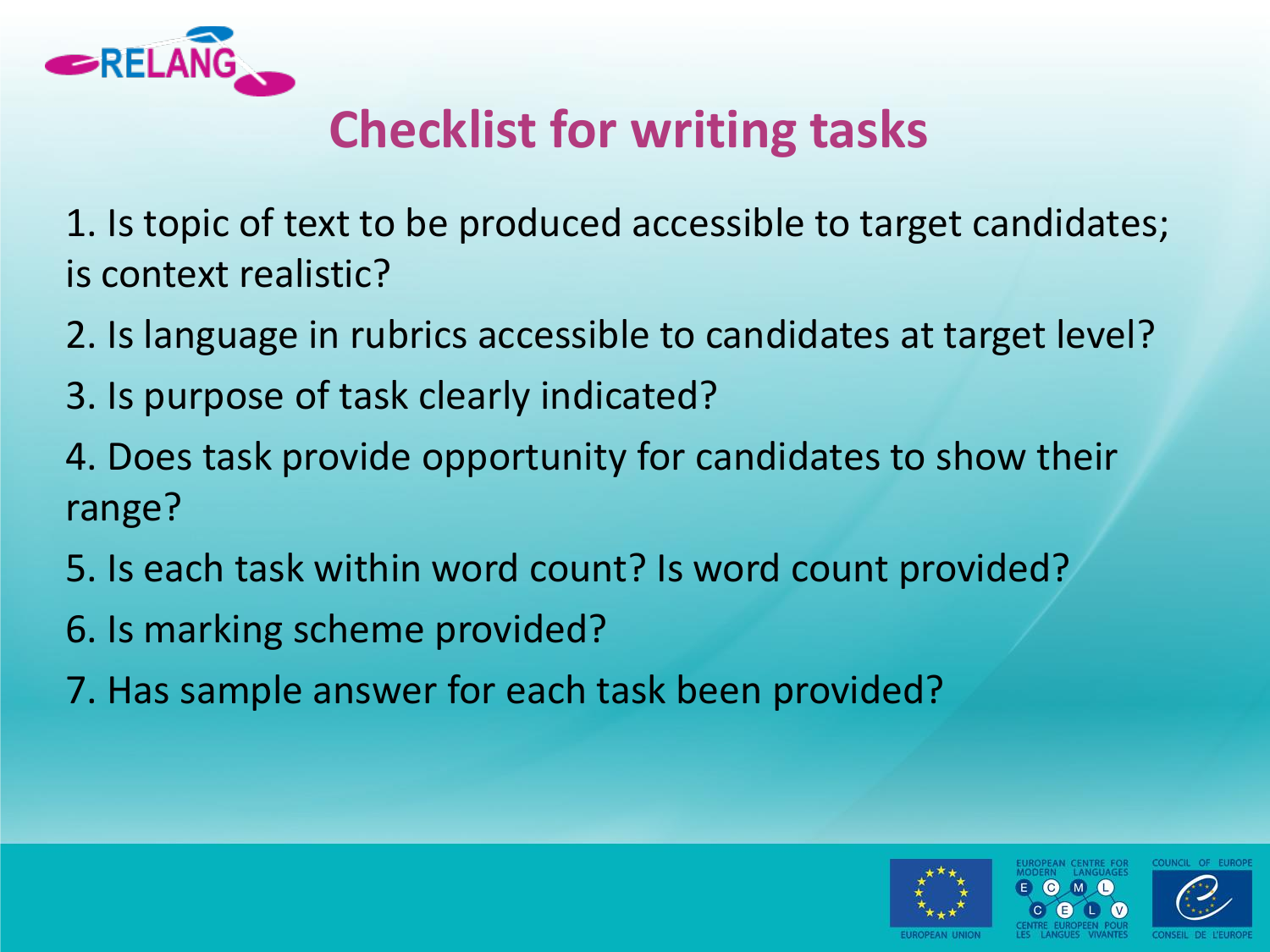# Checklist for writing tasks

1. Is topic of text to be produced accessible to target candidates; is context realistic?
2. Is language in rubrics accessible to candidates at target level?
3. Is purpose of task clearly indicated?
4. Does task provide opportunity for candidates to show their range?
5. Is each task within word count? Is word count provided?
6. Is marking scheme provided?
7. Has sample answer for each task been provided?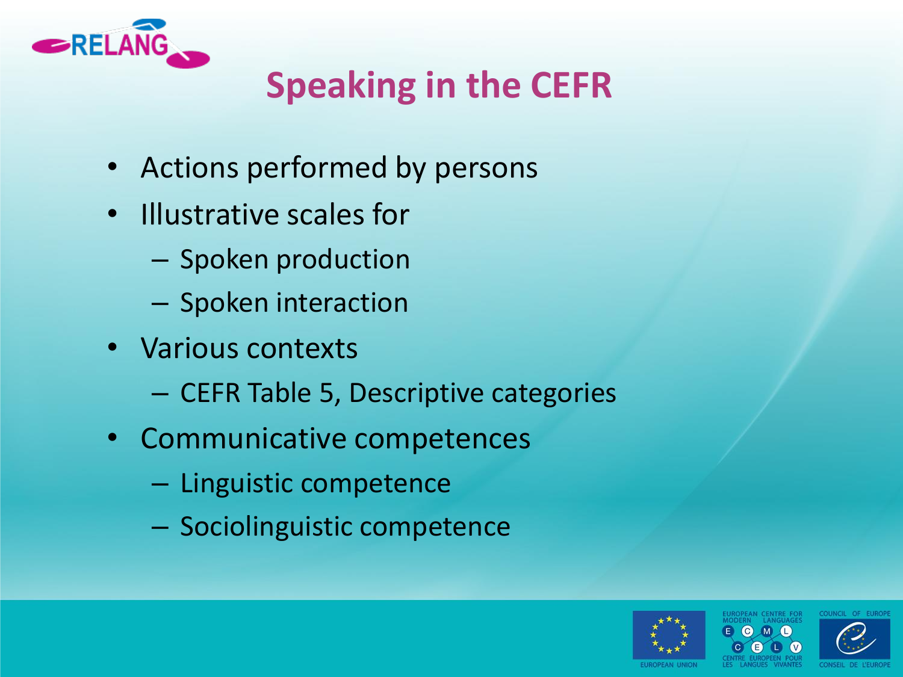# Speaking in the CEFR

- Actions performed by persons
- Illustrative scales for
  - Spoken production
  - Spoken interaction
- Various contexts
  - CEFR Table 5, Descriptive categories
- Communicative competences
  - Linguistic competence
  - Sociolinguistic competence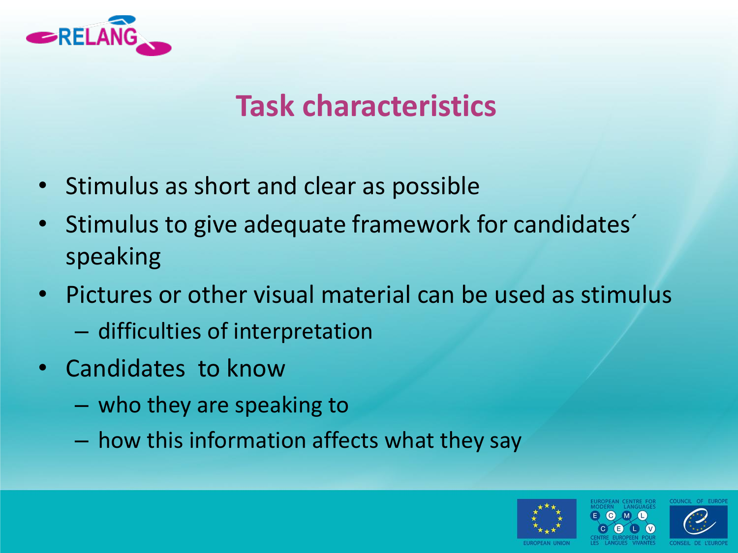# Task characteristics

- Stimulus as short and clear as possible
- Stimulus to give adequate framework for candidates´ speaking
- Pictures or other visual material can be used as stimulus
  - difficulties of interpretation
- Candidates to know
  - who they are speaking to
  - how this information affects what they say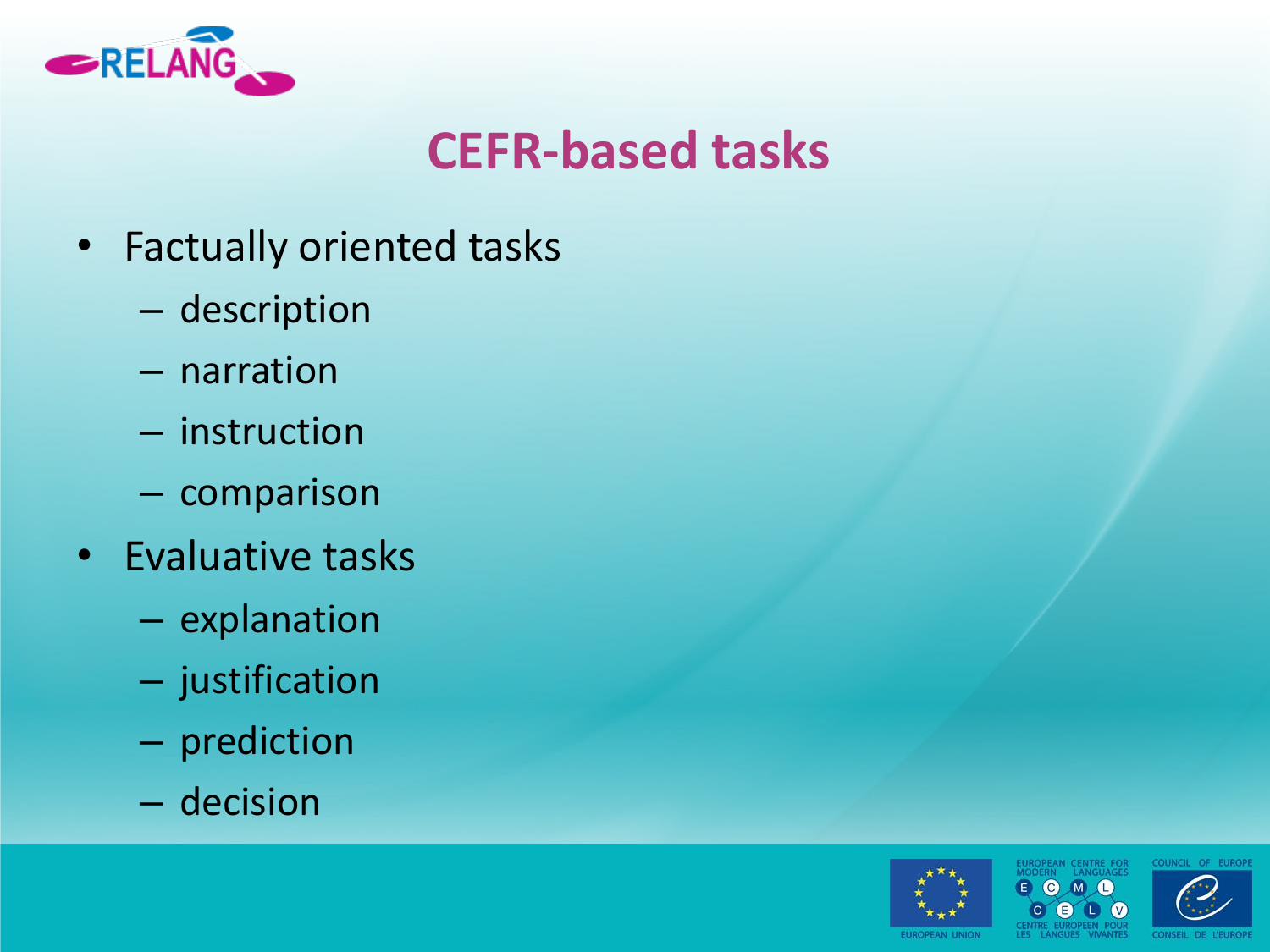# CEFR-based tasks

- Factually oriented tasks
  - description
  - narration
  - instruction
  - comparison
- Evaluative tasks
  - explanation
  - justification
  - prediction
  - decision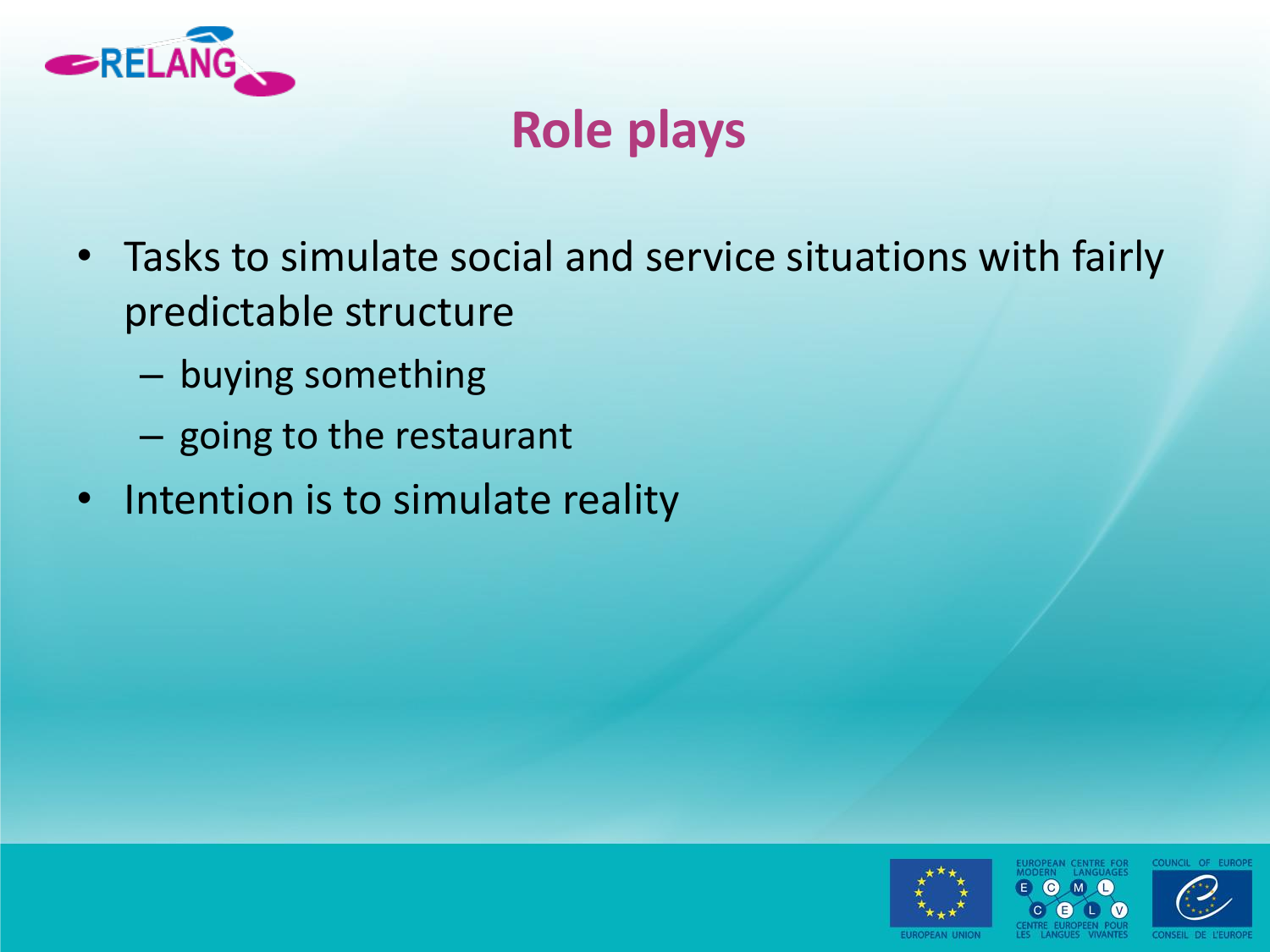# Role plays

- Tasks to simulate social and service situations with fairly predictable structure
  - buying something
  - going to the restaurant
- Intention is to simulate reality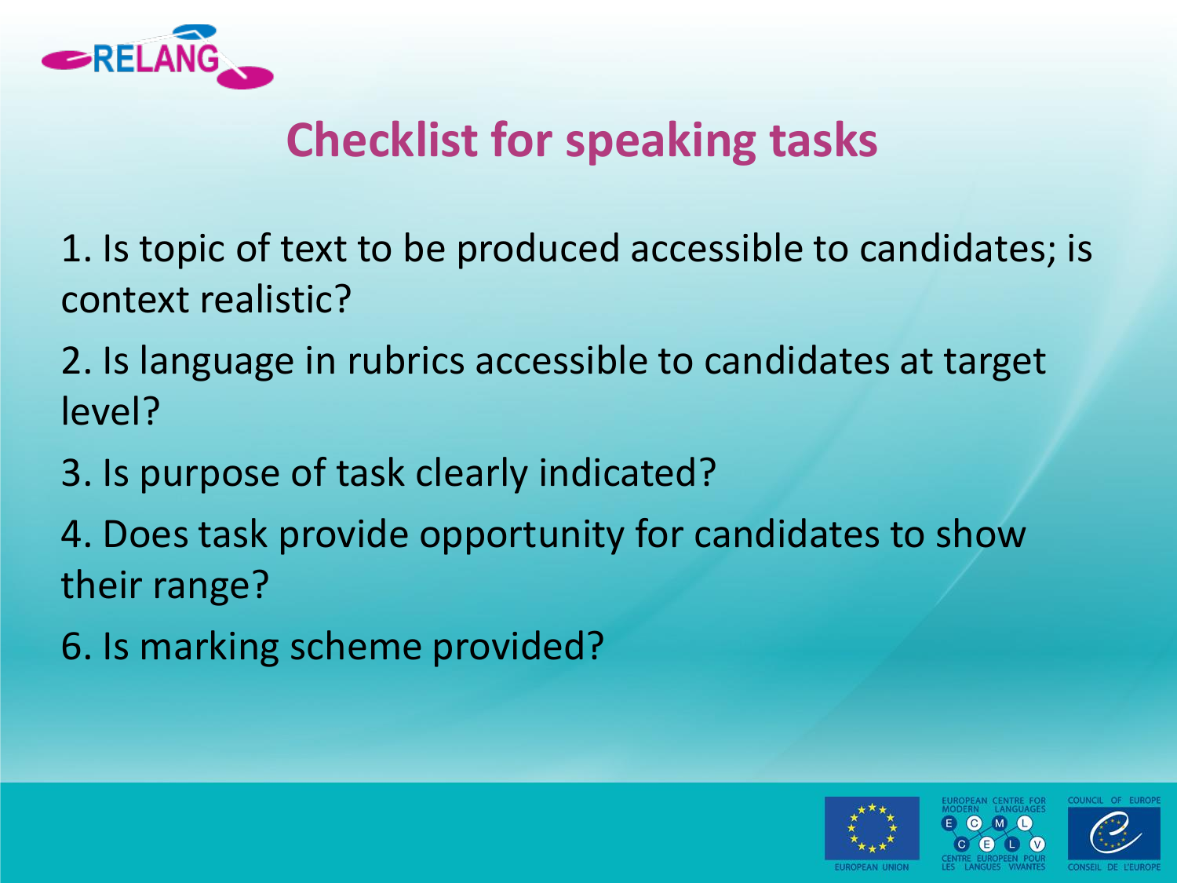# Checklist for speaking tasks

1. Is topic of text to be produced accessible to candidates; is context realistic?
2. Is language in rubrics accessible to candidates at target level?
3. Is purpose of task clearly indicated?
4. Does task provide opportunity for candidates to show their range?
6. Is marking scheme provided?